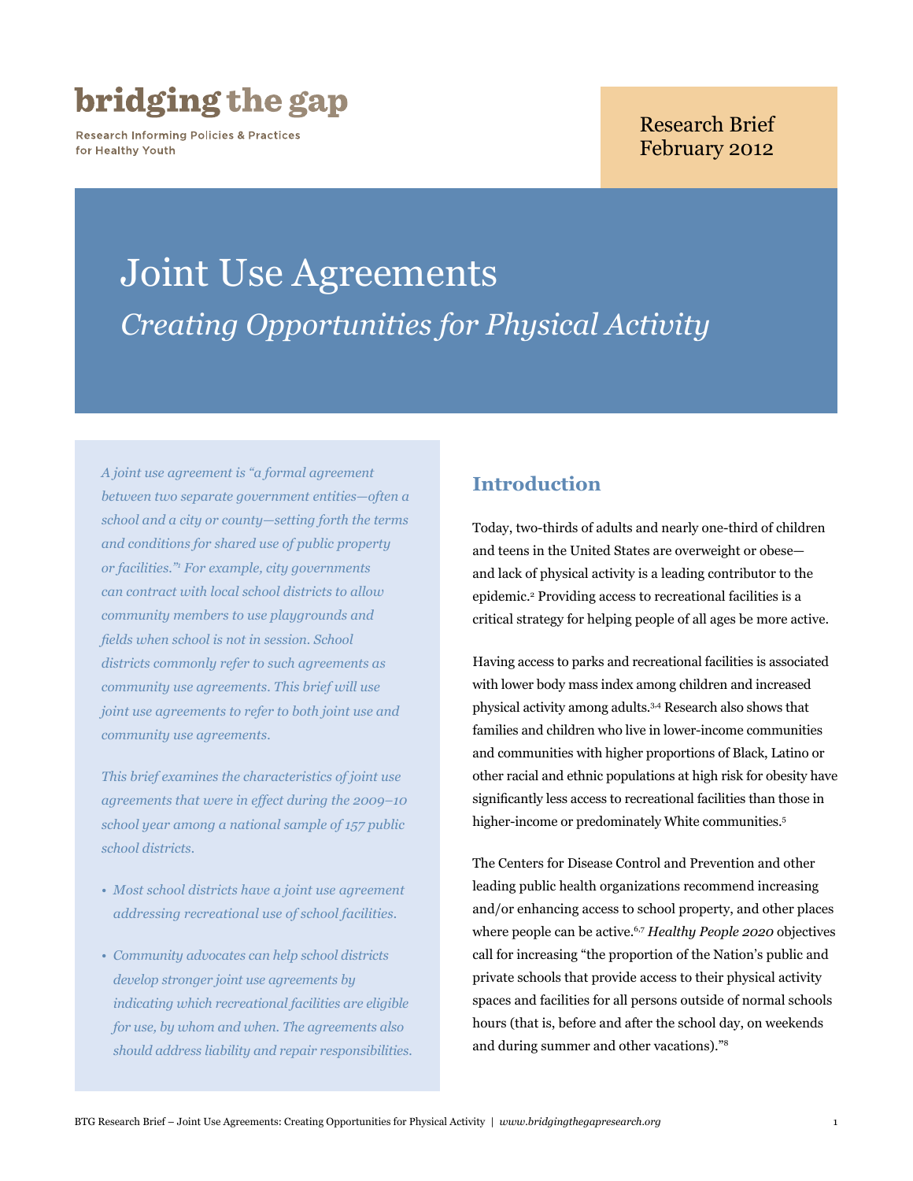**bridging the gap**

Research Informing Policies & Practices for Healthy Youth

Research Brief
February 2012

# Joint Use Agreements

## *Creating Opportunities for Physical Activity*

*A joint use agreement is "a formal agreement between two separate government entities—often a school and a city or county—setting forth the terms and conditions for shared use of public property or facilities."[1] For example, city governments can contract with local school districts to allow community members to use playgrounds and fields when school is not in session. School districts commonly refer to such agreements as community use agreements. This brief will use joint use agreements to refer to both joint use and community use agreements.*

*This brief examines the characteristics of joint use agreements that were in effect during the 2009–10 school year among a national sample of 157 public school districts.*

- *Most school districts have a joint use agreement addressing recreational use of school facilities.*
- *Community advocates can help school districts develop stronger joint use agreements by indicating which recreational facilities are eligible for use, by whom and when. The agreements also should address liability and repair responsibilities.*

## Introduction

Today, two-thirds of adults and nearly one-third of children and teens in the United States are overweight or obese—and lack of physical activity is a leading contributor to the epidemic.[2] Providing access to recreational facilities is a critical strategy for helping people of all ages be more active.

Having access to parks and recreational facilities is associated with lower body mass index among children and increased physical activity among adults.[3,4] Research also shows that families and children who live in lower-income communities and communities with higher proportions of Black, Latino or other racial and ethnic populations at high risk for obesity have significantly less access to recreational facilities than those in higher-income or predominately White communities.[5]

The Centers for Disease Control and Prevention and other leading public health organizations recommend increasing and/or enhancing access to school property, and other places where people can be active.[6,7] *Healthy People 2020* objectives call for increasing "the proportion of the Nation's public and private schools that provide access to their physical activity spaces and facilities for all persons outside of normal schools hours (that is, before and after the school day, on weekends and during summer and other vacations)."[8]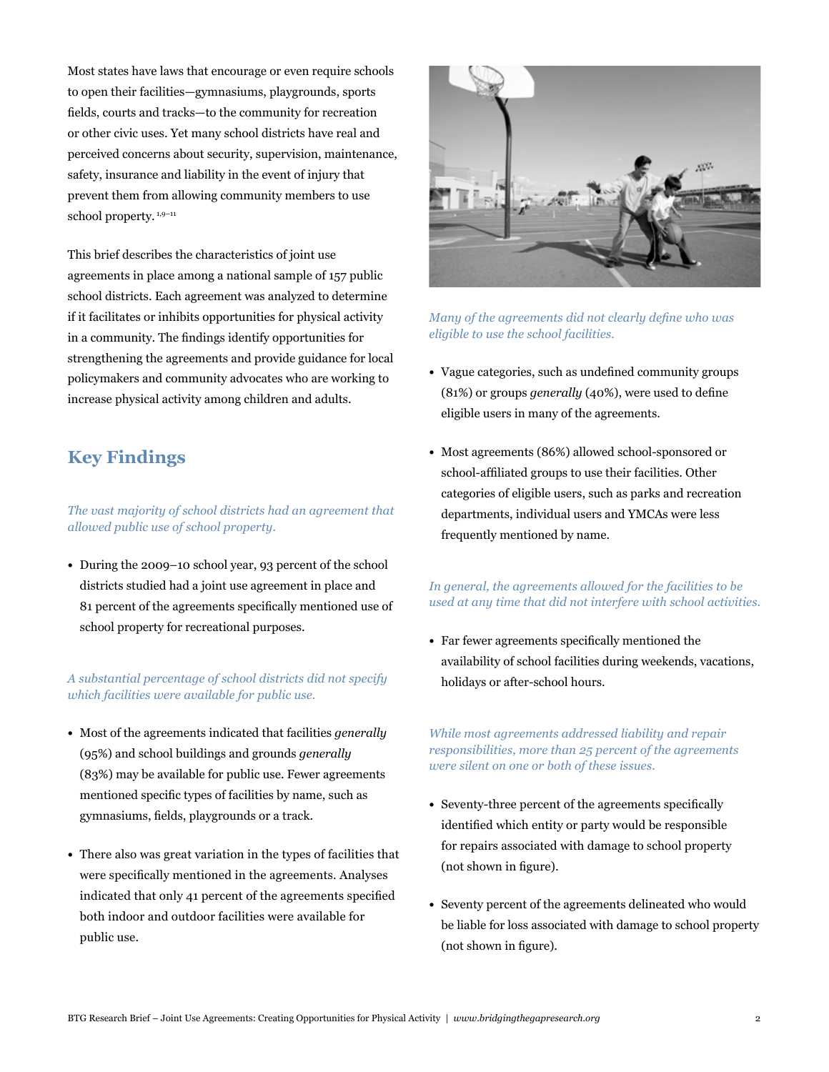Most states have laws that encourage or even require schools to open their facilities—gymnasiums, playgrounds, sports fields, courts and tracks—to the community for recreation or other civic uses. Yet many school districts have real and perceived concerns about security, supervision, maintenance, safety, insurance and liability in the event of injury that prevent them from allowing community members to use school property.[1,9–11]

This brief describes the characteristics of joint use agreements in place among a national sample of 157 public school districts. Each agreement was analyzed to determine if it facilitates or inhibits opportunities for physical activity in a community. The findings identify opportunities for strengthening the agreements and provide guidance for local policymakers and community advocates who are working to increase physical activity among children and adults.

## Key Findings

*The vast majority of school districts had an agreement that allowed public use of school property.*

- During the 2009–10 school year, 93 percent of the school districts studied had a joint use agreement in place and 81 percent of the agreements specifically mentioned use of school property for recreational purposes.

*A substantial percentage of school districts did not specify which facilities were available for public use.*

- Most of the agreements indicated that facilities *generally* (95%) and school buildings and grounds *generally* (83%) may be available for public use. Fewer agreements mentioned specific types of facilities by name, such as gymnasiums, fields, playgrounds or a track.
- There also was great variation in the types of facilities that were specifically mentioned in the agreements. Analyses indicated that only 41 percent of the agreements specified both indoor and outdoor facilities were available for public use.

*Many of the agreements did not clearly define who was eligible to use the school facilities.*

- Vague categories, such as undefined community groups (81%) or groups *generally* (40%), were used to define eligible users in many of the agreements.
- Most agreements (86%) allowed school-sponsored or school-affiliated groups to use their facilities. Other categories of eligible users, such as parks and recreation departments, individual users and YMCAs were less frequently mentioned by name.

*In general, the agreements allowed for the facilities to be used at any time that did not interfere with school activities.*

- Far fewer agreements specifically mentioned the availability of school facilities during weekends, vacations, holidays or after-school hours.

*While most agreements addressed liability and repair responsibilities, more than 25 percent of the agreements were silent on one or both of these issues.*

- Seventy-three percent of the agreements specifically identified which entity or party would be responsible for repairs associated with damage to school property (not shown in figure).
- Seventy percent of the agreements delineated who would be liable for loss associated with damage to school property (not shown in figure).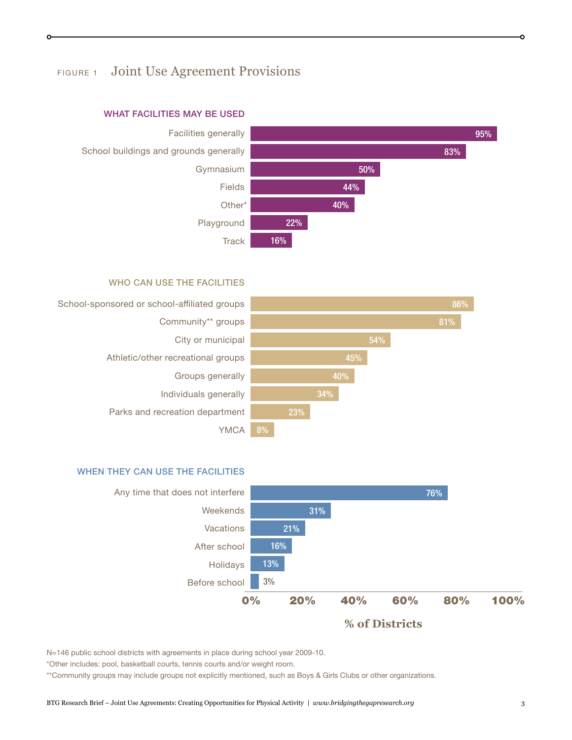FIGURE 1 **Joint Use Agreement Provisions**

### WHAT FACILITIES MAY BE USED

| Facility | % of Districts |
|---|---|
| Facilities generally | 95% |
| School buildings and grounds generally | 83% |
| Gymnasium | 50% |
| Fields | 44% |
| Other* | 40% |
| Playground | 22% |
| Track | 16% |

### WHO CAN USE THE FACILITIES

| Who | % of Districts |
|---|---|
| School-sponsored or school-affiliated groups | 86% |
| Community** groups | 81% |
| City or municipal | 54% |
| Athletic/other recreational groups | 45% |
| Groups generally | 40% |
| Individuals generally | 34% |
| Parks and recreation department | 23% |
| YMCA | 8% |

### WHEN THEY CAN USE THE FACILITIES

| When | % of Districts |
|---|---|
| Any time that does not interfere | 76% |
| Weekends | 31% |
| Vacations | 21% |
| After school | 16% |
| Holidays | 13% |
| Before school | 3% |

N=146 public school districts with agreements in place during school year 2009-10.

*Other includes: pool, basketball courts, tennis courts and/or weight room.

**Community groups may include groups not explicitly mentioned, such as Boys & Girls Clubs or other organizations.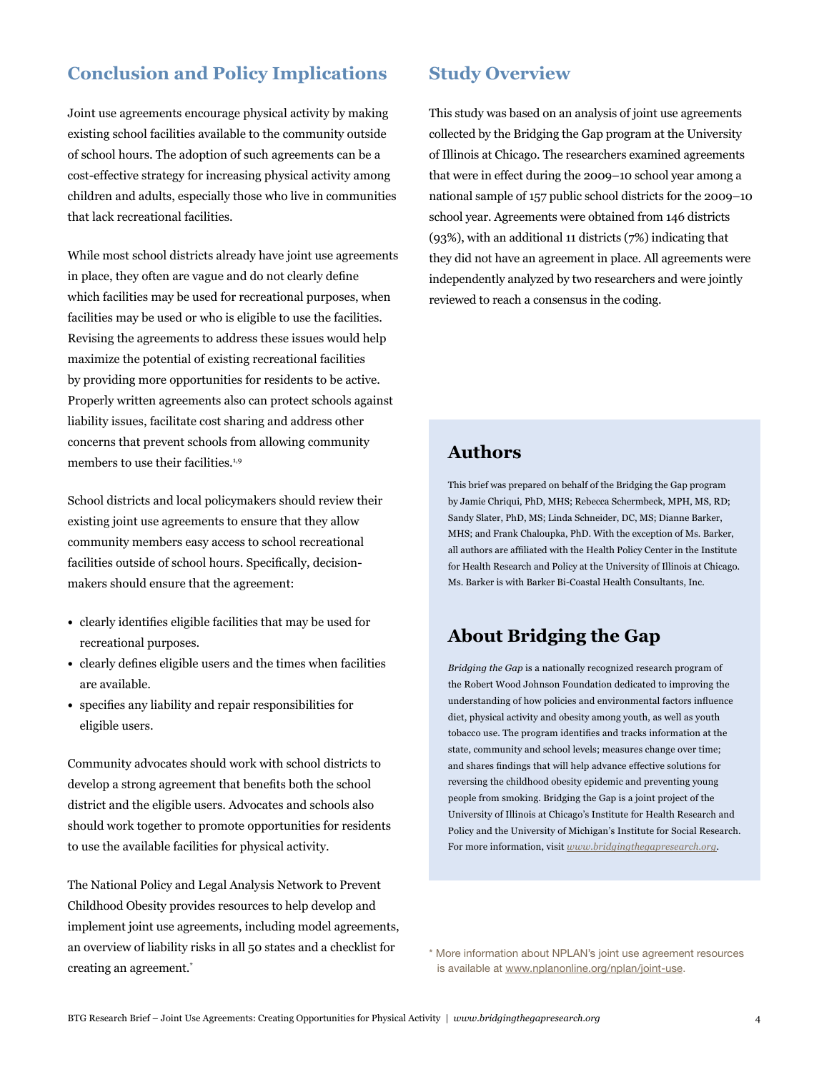## Conclusion and Policy Implications

Joint use agreements encourage physical activity by making existing school facilities available to the community outside of school hours. The adoption of such agreements can be a cost-effective strategy for increasing physical activity among children and adults, especially those who live in communities that lack recreational facilities.

While most school districts already have joint use agreements in place, they often are vague and do not clearly define which facilities may be used for recreational purposes, when facilities may be used or who is eligible to use the facilities. Revising the agreements to address these issues would help maximize the potential of existing recreational facilities by providing more opportunities for residents to be active. Properly written agreements also can protect schools against liability issues, facilitate cost sharing and address other concerns that prevent schools from allowing community members to use their facilities.[1,9]

School districts and local policymakers should review their existing joint use agreements to ensure that they allow community members easy access to school recreational facilities outside of school hours. Specifically, decision-makers should ensure that the agreement:

- clearly identifies eligible facilities that may be used for recreational purposes.
- clearly defines eligible users and the times when facilities are available.
- specifies any liability and repair responsibilities for eligible users.

Community advocates should work with school districts to develop a strong agreement that benefits both the school district and the eligible users. Advocates and schools also should work together to promote opportunities for residents to use the available facilities for physical activity.

The National Policy and Legal Analysis Network to Prevent Childhood Obesity provides resources to help develop and implement joint use agreements, including model agreements, an overview of liability risks in all 50 states and a checklist for creating an agreement.*

## Study Overview

This study was based on an analysis of joint use agreements collected by the Bridging the Gap program at the University of Illinois at Chicago. The researchers examined agreements that were in effect during the 2009–10 school year among a national sample of 157 public school districts for the 2009–10 school year. Agreements were obtained from 146 districts (93%), with an additional 11 districts (7%) indicating that they did not have an agreement in place. All agreements were independently analyzed by two researchers and were jointly reviewed to reach a consensus in the coding.

## Authors

This brief was prepared on behalf of the Bridging the Gap program by Jamie Chriqui, PhD, MHS; Rebecca Schermbeck, MPH, MS, RD; Sandy Slater, PhD, MS; Linda Schneider, DC, MS; Dianne Barker, MHS; and Frank Chaloupka, PhD. With the exception of Ms. Barker, all authors are affiliated with the Health Policy Center in the Institute for Health Research and Policy at the University of Illinois at Chicago. Ms. Barker is with Barker Bi-Coastal Health Consultants, Inc.

## About Bridging the Gap

*Bridging the Gap* is a nationally recognized research program of the Robert Wood Johnson Foundation dedicated to improving the understanding of how policies and environmental factors influence diet, physical activity and obesity among youth, as well as youth tobacco use. The program identifies and tracks information at the state, community and school levels; measures change over time; and shares findings that will help advance effective solutions for reversing the childhood obesity epidemic and preventing young people from smoking. Bridging the Gap is a joint project of the University of Illinois at Chicago's Institute for Health Research and Policy and the University of Michigan's Institute for Social Research. For more information, visit *www.bridgingthegapresearch.org*.

* More information about NPLAN's joint use agreement resources is available at www.nplanonline.org/nplan/joint-use.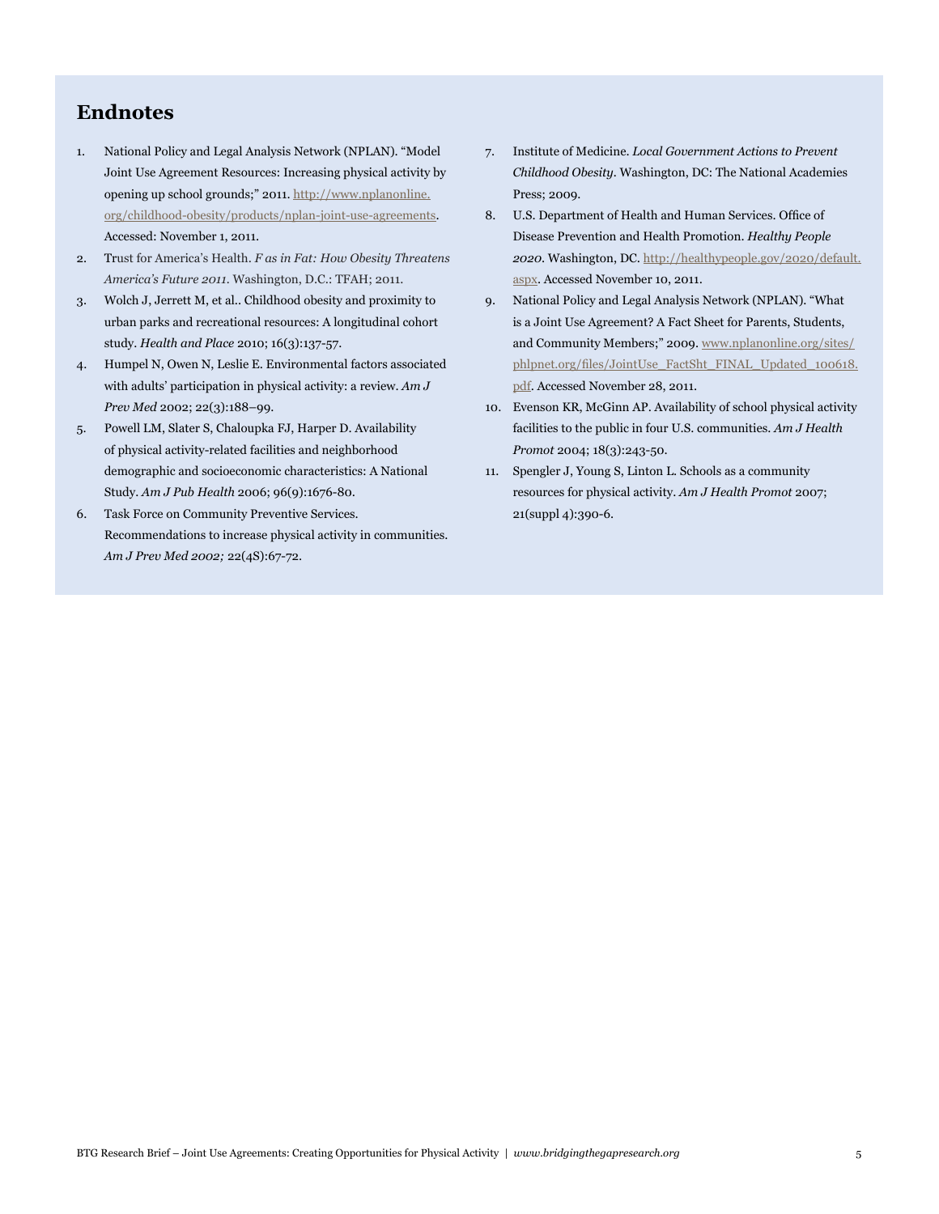## Endnotes

1. National Policy and Legal Analysis Network (NPLAN). "Model Joint Use Agreement Resources: Increasing physical activity by opening up school grounds;" 2011. http://www.nplanonline.org/childhood-obesity/products/nplan-joint-use-agreements. Accessed: November 1, 2011.
2. Trust for America's Health. *F as in Fat: How Obesity Threatens America's Future 2011.* Washington, D.C.: TFAH; 2011.
3. Wolch J, Jerrett M, et al.. Childhood obesity and proximity to urban parks and recreational resources: A longitudinal cohort study. *Health and Place* 2010; 16(3):137-57.
4. Humpel N, Owen N, Leslie E. Environmental factors associated with adults' participation in physical activity: a review. *Am J Prev Med* 2002; 22(3):188–99.
5. Powell LM, Slater S, Chaloupka FJ, Harper D. Availability of physical activity-related facilities and neighborhood demographic and socioeconomic characteristics: A National Study. *Am J Pub Health* 2006; 96(9):1676-80.
6. Task Force on Community Preventive Services. Recommendations to increase physical activity in communities. *Am J Prev Med 2002;* 22(4S):67-72.
7. Institute of Medicine. *Local Government Actions to Prevent Childhood Obesity*. Washington, DC: The National Academies Press; 2009.
8. U.S. Department of Health and Human Services. Office of Disease Prevention and Health Promotion. *Healthy People 2020*. Washington, DC. http://healthypeople.gov/2020/default.aspx. Accessed November 10, 2011.
9. National Policy and Legal Analysis Network (NPLAN). "What is a Joint Use Agreement? A Fact Sheet for Parents, Students, and Community Members;" 2009. www.nplanonline.org/sites/phlpnet.org/files/JointUse_FactSht_FINAL_Updated_100618.pdf. Accessed November 28, 2011.
10. Evenson KR, McGinn AP. Availability of school physical activity facilities to the public in four U.S. communities. *Am J Health Promot* 2004; 18(3):243-50.
11. Spengler J, Young S, Linton L. Schools as a community resources for physical activity. *Am J Health Promot* 2007; 21(suppl 4):390-6.